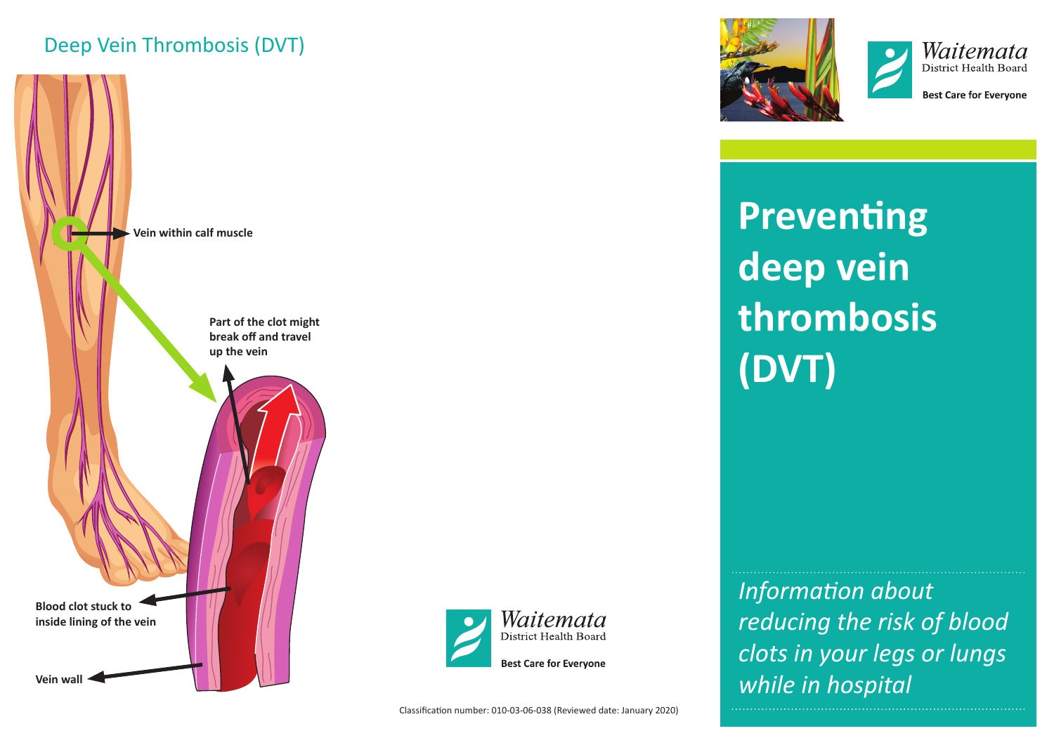## Deep Vein Thrombosis (DVT)

**Vein within calf muscle**

**Part of the clot might break off and travel up the vein**

**Blood clot stuck to inside lining of the vein**

**Vein wall**

Waitemata District Health Board

**Best Care for Everyone**

Classification number: 010-03-06-038 (Reviewed date: January 2020)

Waitemata District Health Board

**Best Care for Everyone**

# Preventing deep vein thrombosis (DVT)

*Information about reducing the risk of blood clots in your legs or lungs while in hospital*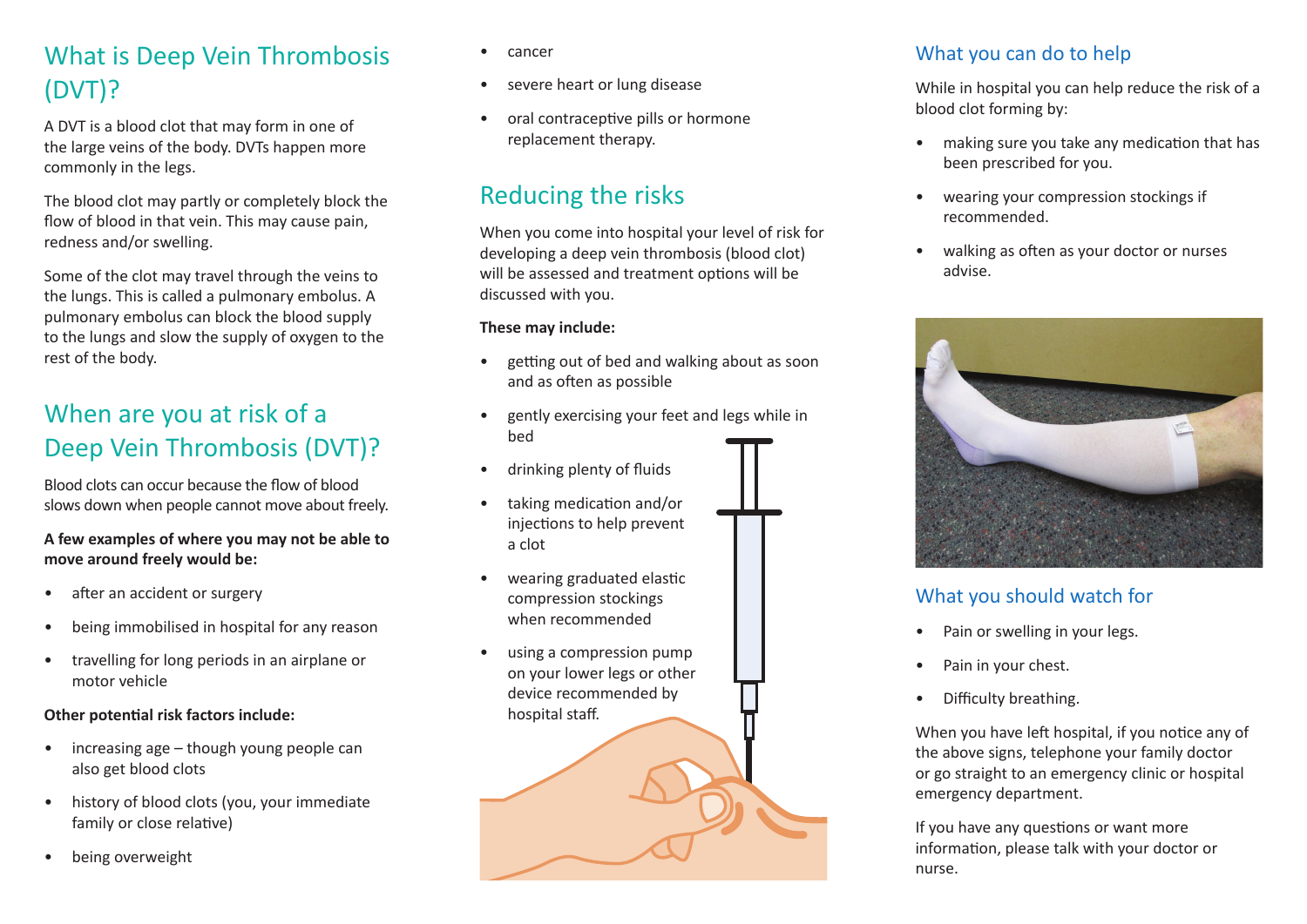## What is Deep Vein Thrombosis (DVT)?

A DVT is a blood clot that may form in one of the large veins of the body. DVTs happen more commonly in the legs.

The blood clot may partly or completely block the flow of blood in that vein. This may cause pain, redness and/or swelling.

Some of the clot may travel through the veins to the lungs. This is called a pulmonary embolus. A pulmonary embolus can block the blood supply to the lungs and slow the supply of oxygen to the rest of the body.

## When are you at risk of a Deep Vein Thrombosis (DVT)?

Blood clots can occur because the flow of blood slows down when people cannot move about freely.

**A few examples of where you may not be able to move around freely would be:**

- after an accident or surgery
- being immobilised in hospital for any reason
- travelling for long periods in an airplane or motor vehicle

**Other potential risk factors include:**

- increasing age – though young people can also get blood clots
- history of blood clots (you, your immediate family or close relative)
- being overweight
- cancer
- severe heart or lung disease
- oral contraceptive pills or hormone replacement therapy.

## Reducing the risks

When you come into hospital your level of risk for developing a deep vein thrombosis (blood clot) will be assessed and treatment options will be discussed with you.

**These may include:**

- getting out of bed and walking about as soon and as often as possible
- gently exercising your feet and legs while in bed
- drinking plenty of fluids
- taking medication and/or injections to help prevent a clot
- wearing graduated elastic compression stockings when recommended
- using a compression pump on your lower legs or other device recommended by hospital staff.

## What you can do to help

While in hospital you can help reduce the risk of a blood clot forming by:

- making sure you take any medication that has been prescribed for you.
- wearing your compression stockings if recommended.
- walking as often as your doctor or nurses advise.

## What you should watch for

- Pain or swelling in your legs.
- Pain in your chest.
- Difficulty breathing.

When you have left hospital, if you notice any of the above signs, telephone your family doctor or go straight to an emergency clinic or hospital emergency department.

If you have any questions or want more information, please talk with your doctor or nurse.